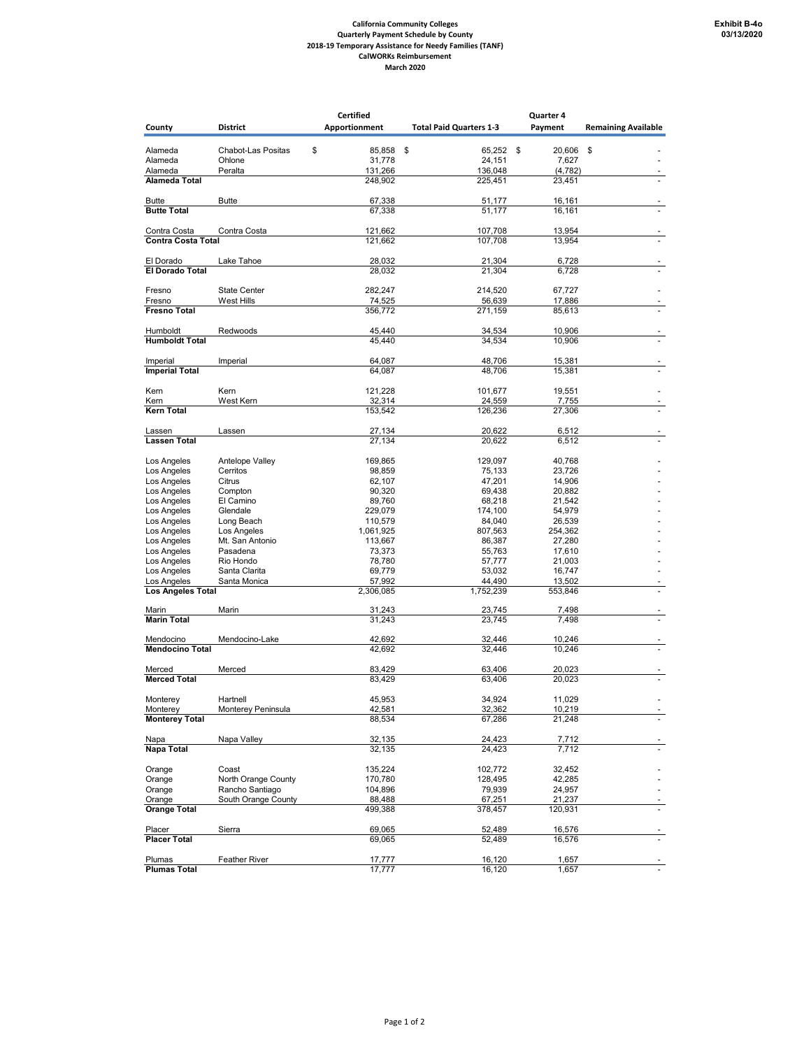**Exhibit B-4o**
**03/13/2020**

**California Community Colleges**
**Quarterly Payment Schedule by County**
**2018-19 Temporary Assistance for Needy Families (TANF)**
**CalWORKs Reimbursement**
**March 2020**

| County | District | Certified Apportionment | Total Paid Quarters 1-3 | Quarter 4 Payment | Remaining Available |
|---|---|---|---|---|---|
| Alameda | Chabot-Las Positas | $ 85,858 | $ 65,252 | $ 20,606 | $ - |
| Alameda | Ohlone | 31,778 | 24,151 | 7,627 | - |
| Alameda | Peralta | 131,266 | 136,048 | (4,782) | - |
| **Alameda Total** | | 248,902 | 225,451 | 23,451 | - |
| Butte | Butte | 67,338 | 51,177 | 16,161 | - |
| **Butte Total** | | 67,338 | 51,177 | 16,161 | - |
| Contra Costa | Contra Costa | 121,662 | 107,708 | 13,954 | - |
| **Contra Costa Total** | | 121,662 | 107,708 | 13,954 | - |
| El Dorado | Lake Tahoe | 28,032 | 21,304 | 6,728 | - |
| **El Dorado Total** | | 28,032 | 21,304 | 6,728 | - |
| Fresno | State Center | 282,247 | 214,520 | 67,727 | - |
| Fresno | West Hills | 74,525 | 56,639 | 17,886 | - |
| **Fresno Total** | | 356,772 | 271,159 | 85,613 | - |
| Humboldt | Redwoods | 45,440 | 34,534 | 10,906 | - |
| **Humboldt Total** | | 45,440 | 34,534 | 10,906 | - |
| Imperial | Imperial | 64,087 | 48,706 | 15,381 | - |
| **Imperial Total** | | 64,087 | 48,706 | 15,381 | - |
| Kern | Kern | 121,228 | 101,677 | 19,551 | - |
| Kern | West Kern | 32,314 | 24,559 | 7,755 | - |
| **Kern Total** | | 153,542 | 126,236 | 27,306 | - |
| Lassen | Lassen | 27,134 | 20,622 | 6,512 | - |
| **Lassen Total** | | 27,134 | 20,622 | 6,512 | - |
| Los Angeles | Antelope Valley | 169,865 | 129,097 | 40,768 | - |
| Los Angeles | Cerritos | 98,859 | 75,133 | 23,726 | - |
| Los Angeles | Citrus | 62,107 | 47,201 | 14,906 | - |
| Los Angeles | Compton | 90,320 | 69,438 | 20,882 | - |
| Los Angeles | El Camino | 89,760 | 68,218 | 21,542 | - |
| Los Angeles | Glendale | 229,079 | 174,100 | 54,979 | - |
| Los Angeles | Long Beach | 110,579 | 84,040 | 26,539 | - |
| Los Angeles | Los Angeles | 1,061,925 | 807,563 | 254,362 | - |
| Los Angeles | Mt. San Antonio | 113,667 | 86,387 | 27,280 | - |
| Los Angeles | Pasadena | 73,373 | 55,763 | 17,610 | - |
| Los Angeles | Rio Hondo | 78,780 | 57,777 | 21,003 | - |
| Los Angeles | Santa Clarita | 69,779 | 53,032 | 16,747 | - |
| Los Angeles | Santa Monica | 57,992 | 44,490 | 13,502 | - |
| **Los Angeles Total** | | 2,306,085 | 1,752,239 | 553,846 | - |
| Marin | Marin | 31,243 | 23,745 | 7,498 | - |
| **Marin Total** | | 31,243 | 23,745 | 7,498 | - |
| Mendocino | Mendocino-Lake | 42,692 | 32,446 | 10,246 | - |
| **Mendocino Total** | | 42,692 | 32,446 | 10,246 | - |
| Merced | Merced | 83,429 | 63,406 | 20,023 | - |
| **Merced Total** | | 83,429 | 63,406 | 20,023 | - |
| Monterey | Hartnell | 45,953 | 34,924 | 11,029 | - |
| Monterey | Monterey Peninsula | 42,581 | 32,362 | 10,219 | - |
| **Monterey Total** | | 88,534 | 67,286 | 21,248 | - |
| Napa | Napa Valley | 32,135 | 24,423 | 7,712 | - |
| **Napa Total** | | 32,135 | 24,423 | 7,712 | - |
| Orange | Coast | 135,224 | 102,772 | 32,452 | - |
| Orange | North Orange County | 170,780 | 128,495 | 42,285 | - |
| Orange | Rancho Santiago | 104,896 | 79,939 | 24,957 | - |
| Orange | South Orange County | 88,488 | 67,251 | 21,237 | - |
| **Orange Total** | | 499,388 | 378,457 | 120,931 | - |
| Placer | Sierra | 69,065 | 52,489 | 16,576 | - |
| **Placer Total** | | 69,065 | 52,489 | 16,576 | - |
| Plumas | Feather River | 17,777 | 16,120 | 1,657 | - |
| **Plumas Total** | | 17,777 | 16,120 | 1,657 | - |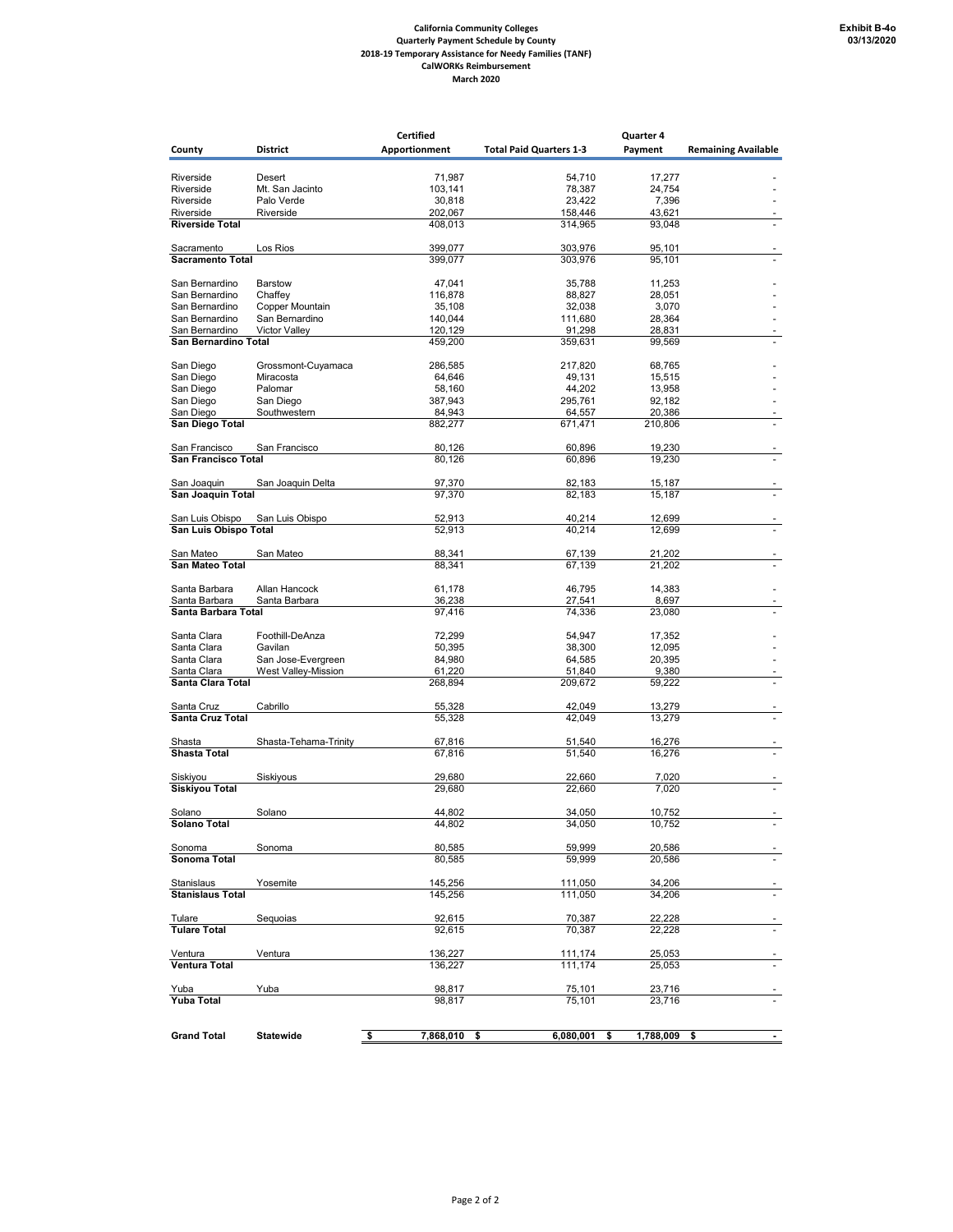**Exhibit B-4o**
**03/13/2020**

**California Community Colleges**
**Quarterly Payment Schedule by County**
**2018-19 Temporary Assistance for Needy Families (TANF)**
**CalWORKs Reimbursement**
**March 2020**

| County | District | Certified Apportionment | Total Paid Quarters 1-3 | Quarter 4 Payment | Remaining Available |
|---|---|---|---|---|---|
| Riverside | Desert | 71,987 | 54,710 | 17,277 | - |
| Riverside | Mt. San Jacinto | 103,141 | 78,387 | 24,754 | - |
| Riverside | Palo Verde | 30,818 | 23,422 | 7,396 | - |
| Riverside | Riverside | 202,067 | 158,446 | 43,621 | - |
| **Riverside Total** | | 408,013 | 314,965 | 93,048 | - |
| Sacramento | Los Rios | 399,077 | 303,976 | 95,101 | - |
| **Sacramento Total** | | 399,077 | 303,976 | 95,101 | - |
| San Bernardino | Barstow | 47,041 | 35,788 | 11,253 | - |
| San Bernardino | Chaffey | 116,878 | 88,827 | 28,051 | - |
| San Bernardino | Copper Mountain | 35,108 | 32,038 | 3,070 | - |
| San Bernardino | San Bernardino | 140,044 | 111,680 | 28,364 | - |
| San Bernardino | Victor Valley | 120,129 | 91,298 | 28,831 | - |
| **San Bernardino Total** | | 459,200 | 359,631 | 99,569 | - |
| San Diego | Grossmont-Cuyamaca | 286,585 | 217,820 | 68,765 | - |
| San Diego | Miracosta | 64,646 | 49,131 | 15,515 | - |
| San Diego | Palomar | 58,160 | 44,202 | 13,958 | - |
| San Diego | San Diego | 387,943 | 295,761 | 92,182 | - |
| San Diego | Southwestern | 84,943 | 64,557 | 20,386 | - |
| **San Diego Total** | | 882,277 | 671,471 | 210,806 | - |
| San Francisco | San Francisco | 80,126 | 60,896 | 19,230 | - |
| **San Francisco Total** | | 80,126 | 60,896 | 19,230 | - |
| San Joaquin | San Joaquin Delta | 97,370 | 82,183 | 15,187 | - |
| **San Joaquin Total** | | 97,370 | 82,183 | 15,187 | - |
| San Luis Obispo | San Luis Obispo | 52,913 | 40,214 | 12,699 | - |
| **San Luis Obispo Total** | | 52,913 | 40,214 | 12,699 | - |
| San Mateo | San Mateo | 88,341 | 67,139 | 21,202 | - |
| **San Mateo Total** | | 88,341 | 67,139 | 21,202 | - |
| Santa Barbara | Allan Hancock | 61,178 | 46,795 | 14,383 | - |
| Santa Barbara | Santa Barbara | 36,238 | 27,541 | 8,697 | - |
| **Santa Barbara Total** | | 97,416 | 74,336 | 23,080 | - |
| Santa Clara | Foothill-DeAnza | 72,299 | 54,947 | 17,352 | - |
| Santa Clara | Gavilan | 50,395 | 38,300 | 12,095 | - |
| Santa Clara | San Jose-Evergreen | 84,980 | 64,585 | 20,395 | - |
| Santa Clara | West Valley-Mission | 61,220 | 51,840 | 9,380 | - |
| **Santa Clara Total** | | 268,894 | 209,672 | 59,222 | - |
| Santa Cruz | Cabrillo | 55,328 | 42,049 | 13,279 | - |
| **Santa Cruz Total** | | 55,328 | 42,049 | 13,279 | - |
| Shasta | Shasta-Tehama-Trinity | 67,816 | 51,540 | 16,276 | - |
| **Shasta Total** | | 67,816 | 51,540 | 16,276 | - |
| Siskiyou | Siskiyous | 29,680 | 22,660 | 7,020 | - |
| **Siskiyou Total** | | 29,680 | 22,660 | 7,020 | - |
| Solano | Solano | 44,802 | 34,050 | 10,752 | - |
| **Solano Total** | | 44,802 | 34,050 | 10,752 | - |
| Sonoma | Sonoma | 80,585 | 59,999 | 20,586 | - |
| **Sonoma Total** | | 80,585 | 59,999 | 20,586 | - |
| Stanislaus | Yosemite | 145,256 | 111,050 | 34,206 | - |
| **Stanislaus Total** | | 145,256 | 111,050 | 34,206 | - |
| Tulare | Sequoias | 92,615 | 70,387 | 22,228 | - |
| **Tulare Total** | | 92,615 | 70,387 | 22,228 | - |
| Ventura | Ventura | 136,227 | 111,174 | 25,053 | - |
| **Ventura Total** | | 136,227 | 111,174 | 25,053 | - |
| Yuba | Yuba | 98,817 | 75,101 | 23,716 | - |
| **Yuba Total** | | 98,817 | 75,101 | 23,716 | - |
| **Grand Total** | **Statewide** | **$ 7,868,010** | **$ 6,080,001** | **$ 1,788,009** | **$ -** |